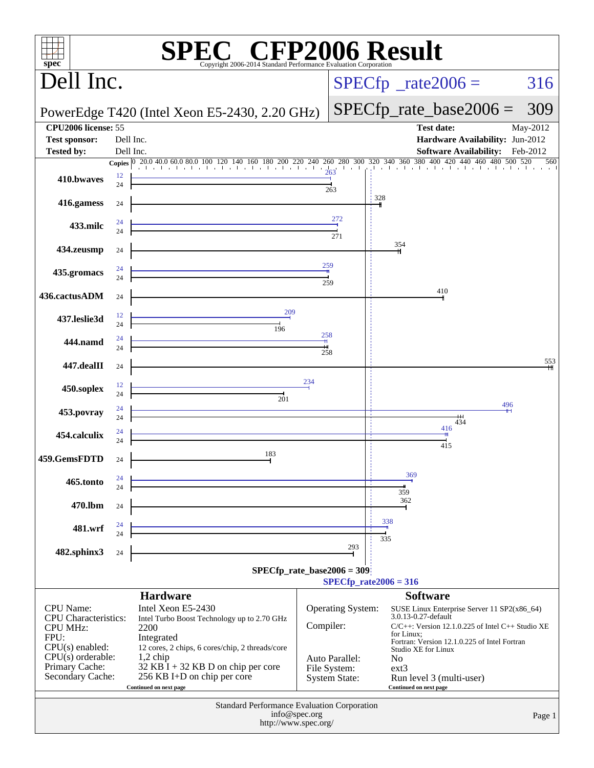# SPEC CFP2006 Result

Copyright 2006-2014 Standard Performance Evaluation Corporation

## Dell Inc.

PowerEdge T420 (Intel Xeon E5-2430, 2.20 GHz)

SPECfp_rate2006 = 316

SPECfp_rate_base2006 = 309

| | | | |
|---|---|---|---|
| **CPU2006 license:** | 55 | **Test date:** | May-2012 |
| **Test sponsor:** | Dell Inc. | **Hardware Availability:** | Jun-2012 |
| **Tested by:** | Dell Inc. | **Software Availability:** | Feb-2012 |

| Benchmark | Copies (peak) | Peak | Copies (base) | Base |
|---|---|---|---|---|
| 410.bwaves | 12 | 263 | 24 | 263 |
| 416.gamess | | | 24 | 328 |
| 433.milc | 24 | 272 | 24 | 271 |
| 434.zeusmp | | | 24 | 354 |
| 435.gromacs | 24 | 259 | 24 | 259 |
| 436.cactusADM | | | 24 | 410 |
| 437.leslie3d | 12 | 209 | 24 | 196 |
| 444.namd | 24 | 258 | 24 | 258 |
| 447.dealII | | | 24 | 553 |
| 450.soplex | 12 | 234 | 24 | 201 |
| 453.povray | 24 | 496 | 24 | 434 |
| 454.calculix | 24 | 416 | 24 | 415 |
| 459.GemsFDTD | | | 24 | 183 |
| 465.tonto | 24 | 369 | 24 | 359 |
| 470.lbm | | | 24 | 362 |
| 481.wrf | 24 | 338 | 24 | 335 |
| 482.sphinx3 | | | 24 | 293 |

SPECfp_rate_base2006 = 309

SPECfp_rate2006 = 316

### Hardware

| | |
|---|---|
| CPU Name: | Intel Xeon E5-2430 |
| CPU Characteristics: | Intel Turbo Boost Technology up to 2.70 GHz |
| CPU MHz: | 2200 |
| FPU: | Integrated |
| CPU(s) enabled: | 12 cores, 2 chips, 6 cores/chip, 2 threads/core |
| CPU(s) orderable: | 1,2 chip |
| Primary Cache: | 32 KB I + 32 KB D on chip per core |
| Secondary Cache: | 256 KB I+D on chip per core |

Continued on next page

### Software

| | |
|---|---|
| Operating System: | SUSE Linux Enterprise Server 11 SP2(x86_64) 3.0.13-0.27-default |
| Compiler: | C/C++: Version 12.1.0.225 of Intel C++ Studio XE for Linux; Fortran: Version 12.1.0.225 of Intel Fortran Studio XE for Linux |
| Auto Parallel: | No |
| File System: | ext3 |
| System State: | Run level 3 (multi-user) |

Continued on next page

Standard Performance Evaluation Corporation
info@spec.org
http://www.spec.org/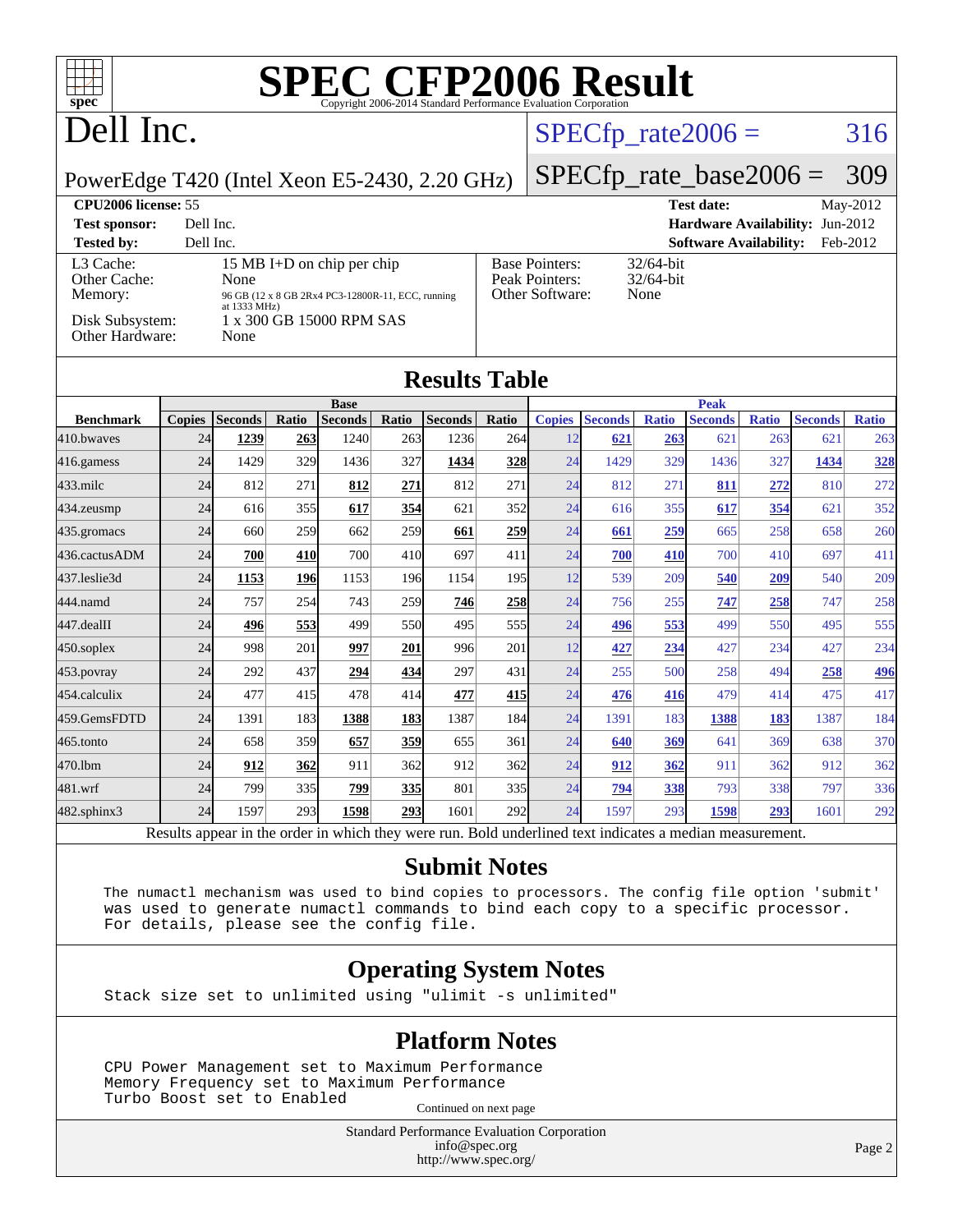# SPEC CFP2006 Result

Copyright 2006-2014 Standard Performance Evaluation Corporation

## Dell Inc.

PowerEdge T420 (Intel Xeon E5-2430, 2.20 GHz)

SPECfp_rate2006 = 316

SPECfp_rate_base2006 = 309

| | | | |
|---|---|---|---|
| **CPU2006 license:** 55 | | **Test date:** | May-2012 |
| **Test sponsor:** | Dell Inc. | **Hardware Availability:** | Jun-2012 |
| **Tested by:** | Dell Inc. | **Software Availability:** | Feb-2012 |

| | | | |
|---|---|---|---|
| L3 Cache: | 15 MB I+D on chip per chip | Base Pointers: | 32/64-bit |
| Other Cache: | None | Peak Pointers: | 32/64-bit |
| Memory: | 96 GB (12 x 8 GB 2Rx4 PC3-12800R-11, ECC, running at 1333 MHz) | Other Software: | None |
| Disk Subsystem: | 1 x 300 GB 15000 RPM SAS | | |
| Other Hardware: | None | | |

## Results Table

| Benchmark | Base | | | | | | | Peak | | | | | | |
|---|---|---|---|---|---|---|---|---|---|---|---|---|---|---|
| | Copies | Seconds | Ratio | Seconds | Ratio | Seconds | Ratio | Copies | Seconds | Ratio | Seconds | Ratio | Seconds | Ratio |
| 410.bwaves | 24 | **1239** | **263** | 1240 | 263 | 1236 | 264 | 12 | **621** | **263** | 621 | 263 | 621 | 263 |
| 416.gamess | 24 | 1429 | 329 | 1436 | 327 | **1434** | **328** | 24 | 1429 | 329 | 1436 | 327 | **1434** | **328** |
| 433.milc | 24 | 812 | 271 | **812** | **271** | 812 | 271 | 24 | 812 | 271 | **811** | **272** | 810 | 272 |
| 434.zeusmp | 24 | 616 | 355 | **617** | **354** | 621 | 352 | 24 | 616 | 355 | **617** | **354** | 621 | 352 |
| 435.gromacs | 24 | 660 | 259 | 662 | 259 | **661** | **259** | 24 | **661** | **259** | 665 | 258 | 658 | 260 |
| 436.cactusADM | 24 | **700** | **410** | 700 | 410 | 697 | 411 | 24 | **700** | **410** | 700 | 410 | 697 | 411 |
| 437.leslie3d | 24 | **1153** | **196** | 1153 | 196 | 1154 | 195 | 12 | 539 | 209 | **540** | **209** | 540 | 209 |
| 444.namd | 24 | 757 | 254 | 743 | 259 | **746** | **258** | 24 | 756 | 255 | **747** | **258** | 747 | 258 |
| 447.dealII | 24 | **496** | **553** | 499 | 550 | 495 | 555 | 24 | **496** | **553** | 499 | 550 | 495 | 555 |
| 450.soplex | 24 | 998 | 201 | **997** | **201** | 996 | 201 | 12 | **427** | **234** | 427 | 234 | 427 | 234 |
| 453.povray | 24 | 292 | 437 | **294** | **434** | 297 | 431 | 24 | 255 | 500 | 258 | 494 | **258** | **496** |
| 454.calculix | 24 | 477 | 415 | 478 | 414 | **477** | **415** | 24 | **476** | **416** | 479 | 414 | 475 | 417 |
| 459.GemsFDTD | 24 | 1391 | 183 | **1388** | **183** | 1387 | 184 | 24 | 1391 | 183 | **1388** | **183** | 1387 | 184 |
| 465.tonto | 24 | 658 | 359 | **657** | **359** | 655 | 361 | 24 | **640** | **369** | 641 | 369 | 638 | 370 |
| 470.lbm | 24 | **912** | **362** | 911 | 362 | 912 | 362 | 24 | **912** | **362** | 911 | 362 | 912 | 362 |
| 481.wrf | 24 | 799 | 335 | **799** | **335** | 801 | 335 | 24 | **794** | **338** | 793 | 338 | 797 | 336 |
| 482.sphinx3 | 24 | 1597 | 293 | **1598** | **293** | 1601 | 292 | 24 | 1597 | 293 | **1598** | **293** | 1601 | 292 |

Results appear in the order in which they were run. Bold underlined text indicates a median measurement.

## Submit Notes

```
The numactl mechanism was used to bind copies to processors. The config file option 'submit'
was used to generate numactl commands to bind each copy to a specific processor.
For details, please see the config file.
```

## Operating System Notes

```
Stack size set to unlimited using "ulimit -s unlimited"
```

## Platform Notes

```
CPU Power Management set to Maximum Performance
Memory Frequency set to Maximum Performance
Turbo Boost set to Enabled
```

Continued on next page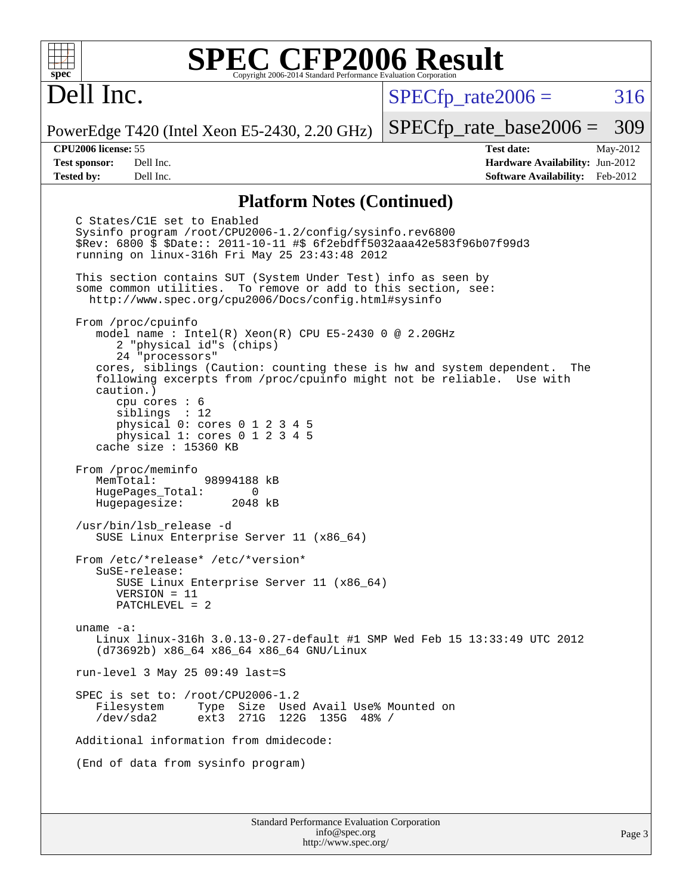# SPEC CFP2006 Result

Copyright 2006-2014 Standard Performance Evaluation Corporation

## Dell Inc.

PowerEdge T420 (Intel Xeon E5-2430, 2.20 GHz)

SPECfp_rate2006 = 316

SPECfp_rate_base2006 = 309

| | | | |
|---|---|---|---|
| **CPU2006 license:** 55 | | **Test date:** | May-2012 |
| **Test sponsor:** | Dell Inc. | **Hardware Availability:** | Jun-2012 |
| **Tested by:** | Dell Inc. | **Software Availability:** | Feb-2012 |

### Platform Notes (Continued)

```
C States/C1E set to Enabled
Sysinfo program /root/CPU2006-1.2/config/sysinfo.rev6800
$Rev: 6800 $ $Date:: 2011-10-11 #$ 6f2ebdff5032aaa42e583f96b07f99d3
running on linux-316h Fri May 25 23:43:48 2012

This section contains SUT (System Under Test) info as seen by
some common utilities.  To remove or add to this section, see:
  http://www.spec.org/cpu2006/Docs/config.html#sysinfo

From /proc/cpuinfo
   model name : Intel(R) Xeon(R) CPU E5-2430 0 @ 2.20GHz
      2 "physical id"s (chips)
      24 "processors"
   cores, siblings (Caution: counting these is hw and system dependent.  The
   following excerpts from /proc/cpuinfo might not be reliable.  Use with
   caution.)
      cpu cores : 6
      siblings  : 12
      physical 0: cores 0 1 2 3 4 5
      physical 1: cores 0 1 2 3 4 5
   cache size : 15360 KB

From /proc/meminfo
   MemTotal:       98994188 kB
   HugePages_Total:       0
   Hugepagesize:       2048 kB

/usr/bin/lsb_release -d
   SUSE Linux Enterprise Server 11 (x86_64)

From /etc/*release* /etc/*version*
   SuSE-release:
      SUSE Linux Enterprise Server 11 (x86_64)
      VERSION = 11
      PATCHLEVEL = 2

uname -a:
   Linux linux-316h 3.0.13-0.27-default #1 SMP Wed Feb 15 13:33:49 UTC 2012
   (d73692b) x86_64 x86_64 x86_64 GNU/Linux

run-level 3 May 25 09:49 last=S

SPEC is set to: /root/CPU2006-1.2
   Filesystem     Type  Size  Used Avail Use% Mounted on
   /dev/sda2      ext3  271G  122G  135G  48% /

Additional information from dmidecode:

(End of data from sysinfo program)
```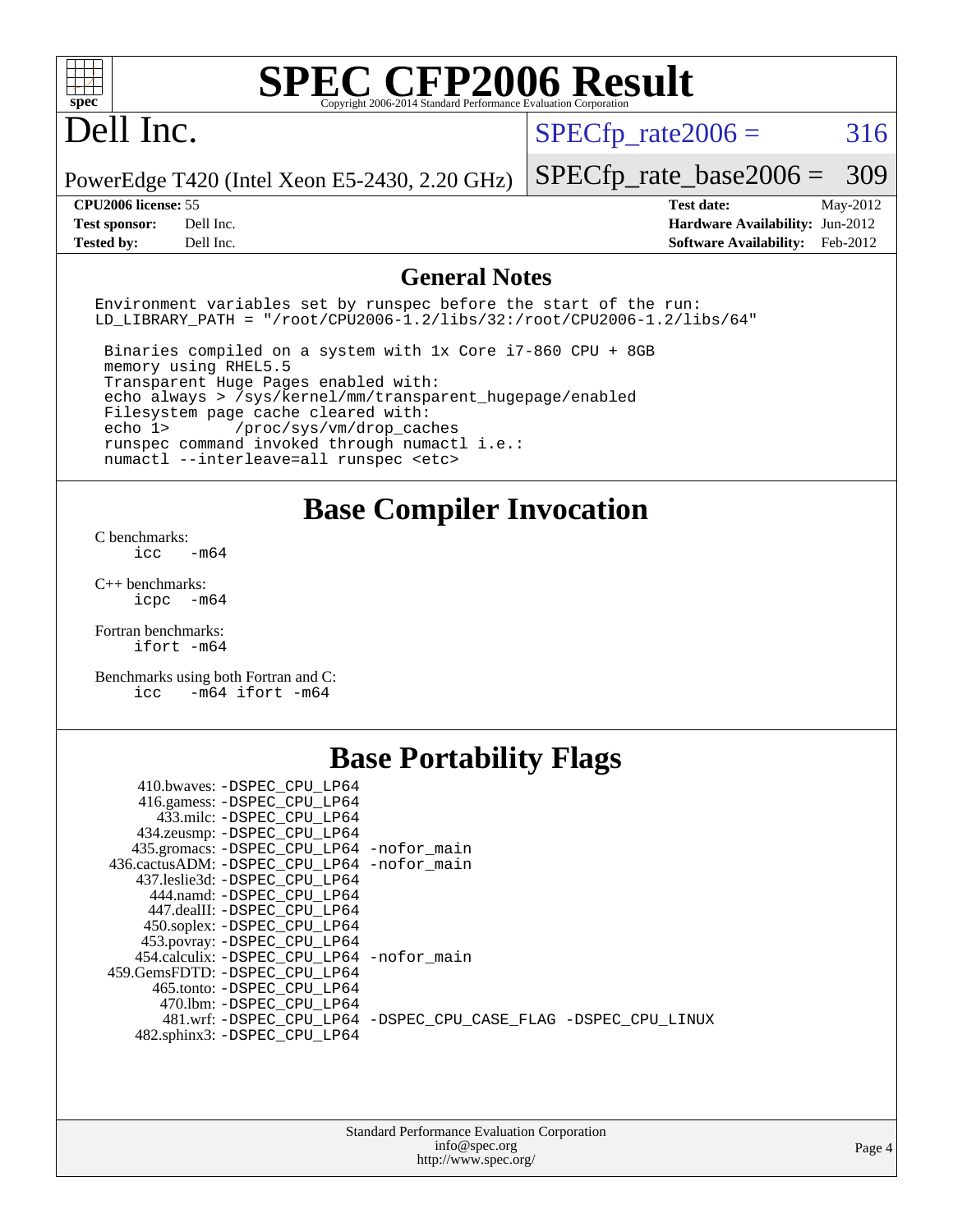# SPEC CFP2006 Result

Copyright 2006-2014 Standard Performance Evaluation Corporation

# Dell Inc.

PowerEdge T420 (Intel Xeon E5-2430, 2.20 GHz)

SPECfp_rate2006 = 316

SPECfp_rate_base2006 = 309

**CPU2006 license:** 55
**Test sponsor:** Dell Inc.
**Tested by:** Dell Inc.

**Test date:** May-2012
**Hardware Availability:** Jun-2012
**Software Availability:** Feb-2012

## General Notes

```
Environment variables set by runspec before the start of the run:
LD_LIBRARY_PATH = "/root/CPU2006-1.2/libs/32:/root/CPU2006-1.2/libs/64"

 Binaries compiled on a system with 1x Core i7-860 CPU + 8GB
 memory using RHEL5.5
 Transparent Huge Pages enabled with:
 echo always > /sys/kernel/mm/transparent_hugepage/enabled
 Filesystem page cache cleared with:
 echo 1>       /proc/sys/vm/drop_caches
 runspec command invoked through numactl i.e.:
 numactl --interleave=all runspec <etc>
```

## Base Compiler Invocation

C benchmarks:
```
icc   -m64
```

C++ benchmarks:
```
icpc  -m64
```

Fortran benchmarks:
```
ifort -m64
```

Benchmarks using both Fortran and C:
```
icc   -m64 ifort -m64
```

## Base Portability Flags

| Benchmark | Flags |
|---|---|
| 410.bwaves: | -DSPEC_CPU_LP64 |
| 416.gamess: | -DSPEC_CPU_LP64 |
| 433.milc: | -DSPEC_CPU_LP64 |
| 434.zeusmp: | -DSPEC_CPU_LP64 |
| 435.gromacs: | -DSPEC_CPU_LP64 -nofor_main |
| 436.cactusADM: | -DSPEC_CPU_LP64 -nofor_main |
| 437.leslie3d: | -DSPEC_CPU_LP64 |
| 444.namd: | -DSPEC_CPU_LP64 |
| 447.dealII: | -DSPEC_CPU_LP64 |
| 450.soplex: | -DSPEC_CPU_LP64 |
| 453.povray: | -DSPEC_CPU_LP64 |
| 454.calculix: | -DSPEC_CPU_LP64 -nofor_main |
| 459.GemsFDTD: | -DSPEC_CPU_LP64 |
| 465.tonto: | -DSPEC_CPU_LP64 |
| 470.lbm: | -DSPEC_CPU_LP64 |
| 481.wrf: | -DSPEC_CPU_LP64 -DSPEC_CPU_CASE_FLAG -DSPEC_CPU_LINUX |
| 482.sphinx3: | -DSPEC_CPU_LP64 |

Standard Performance Evaluation Corporation
info@spec.org
http://www.spec.org/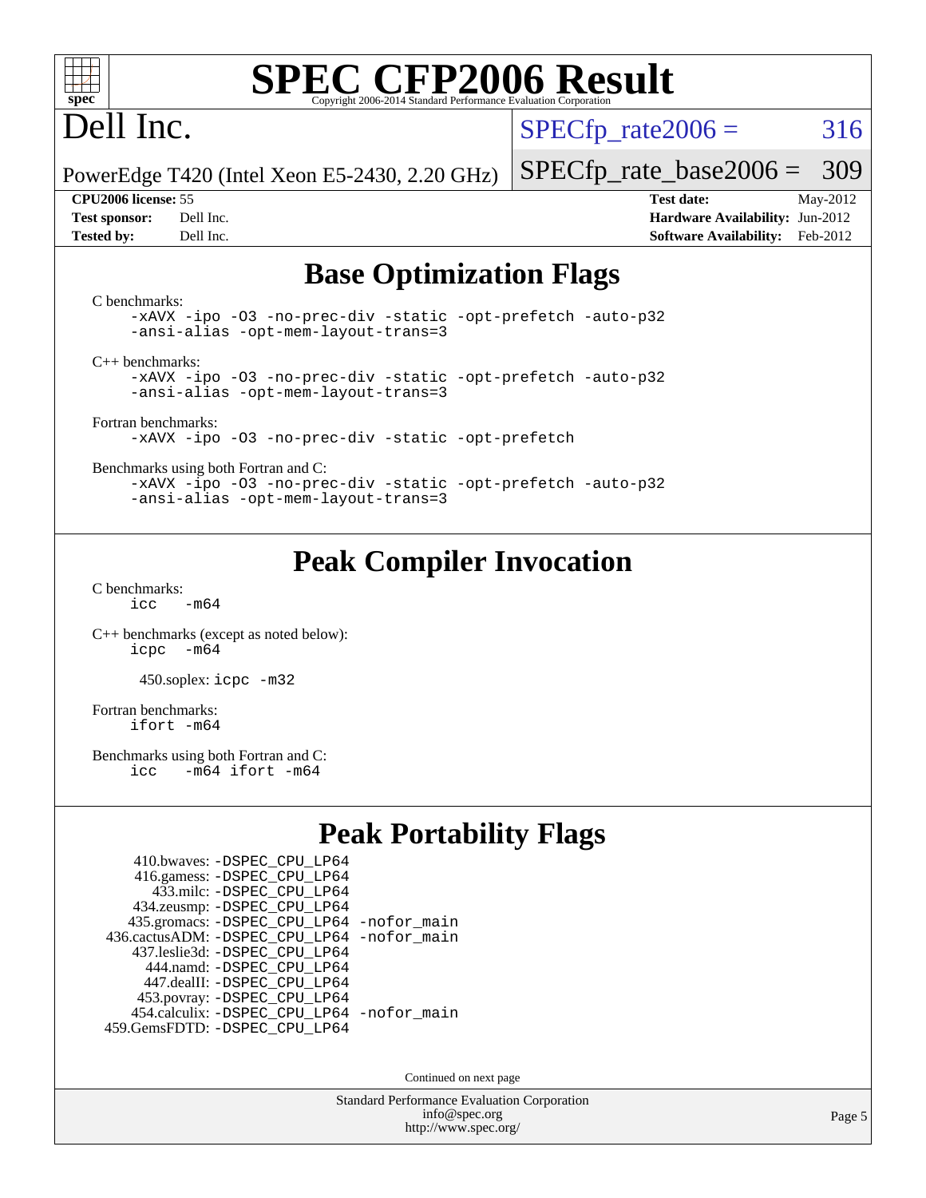# SPEC CFP2006 Result

Copyright 2006-2014 Standard Performance Evaluation Corporation

Dell Inc.

PowerEdge T420 (Intel Xeon E5-2430, 2.20 GHz)

SPECfp_rate2006 = 316

SPECfp_rate_base2006 = 309

**CPU2006 license:** 55
**Test sponsor:** Dell Inc.
**Tested by:** Dell Inc.

**Test date:** May-2012
**Hardware Availability:** Jun-2012
**Software Availability:** Feb-2012

## Base Optimization Flags

C benchmarks:

```
-xAVX -ipo -O3 -no-prec-div -static -opt-prefetch -auto-p32
-ansi-alias -opt-mem-layout-trans=3
```

C++ benchmarks:

```
-xAVX -ipo -O3 -no-prec-div -static -opt-prefetch -auto-p32
-ansi-alias -opt-mem-layout-trans=3
```

Fortran benchmarks:

```
-xAVX -ipo -O3 -no-prec-div -static -opt-prefetch
```

Benchmarks using both Fortran and C:

```
-xAVX -ipo -O3 -no-prec-div -static -opt-prefetch -auto-p32
-ansi-alias -opt-mem-layout-trans=3
```

## Peak Compiler Invocation

C benchmarks:

```
icc   -m64
```

C++ benchmarks (except as noted below):

```
icpc  -m64
```

450.soplex: `icpc -m32`

Fortran benchmarks:

```
ifort -m64
```

Benchmarks using both Fortran and C:

```
icc   -m64 ifort -m64
```

## Peak Portability Flags

410.bwaves: -DSPEC_CPU_LP64
416.gamess: -DSPEC_CPU_LP64
433.milc: -DSPEC_CPU_LP64
434.zeusmp: -DSPEC_CPU_LP64
435.gromacs: -DSPEC_CPU_LP64 -nofor_main
436.cactusADM: -DSPEC_CPU_LP64 -nofor_main
437.leslie3d: -DSPEC_CPU_LP64
444.namd: -DSPEC_CPU_LP64
447.dealII: -DSPEC_CPU_LP64
453.povray: -DSPEC_CPU_LP64
454.calculix: -DSPEC_CPU_LP64 -nofor_main
459.GemsFDTD: -DSPEC_CPU_LP64

Continued on next page

Standard Performance Evaluation Corporation
info@spec.org
http://www.spec.org/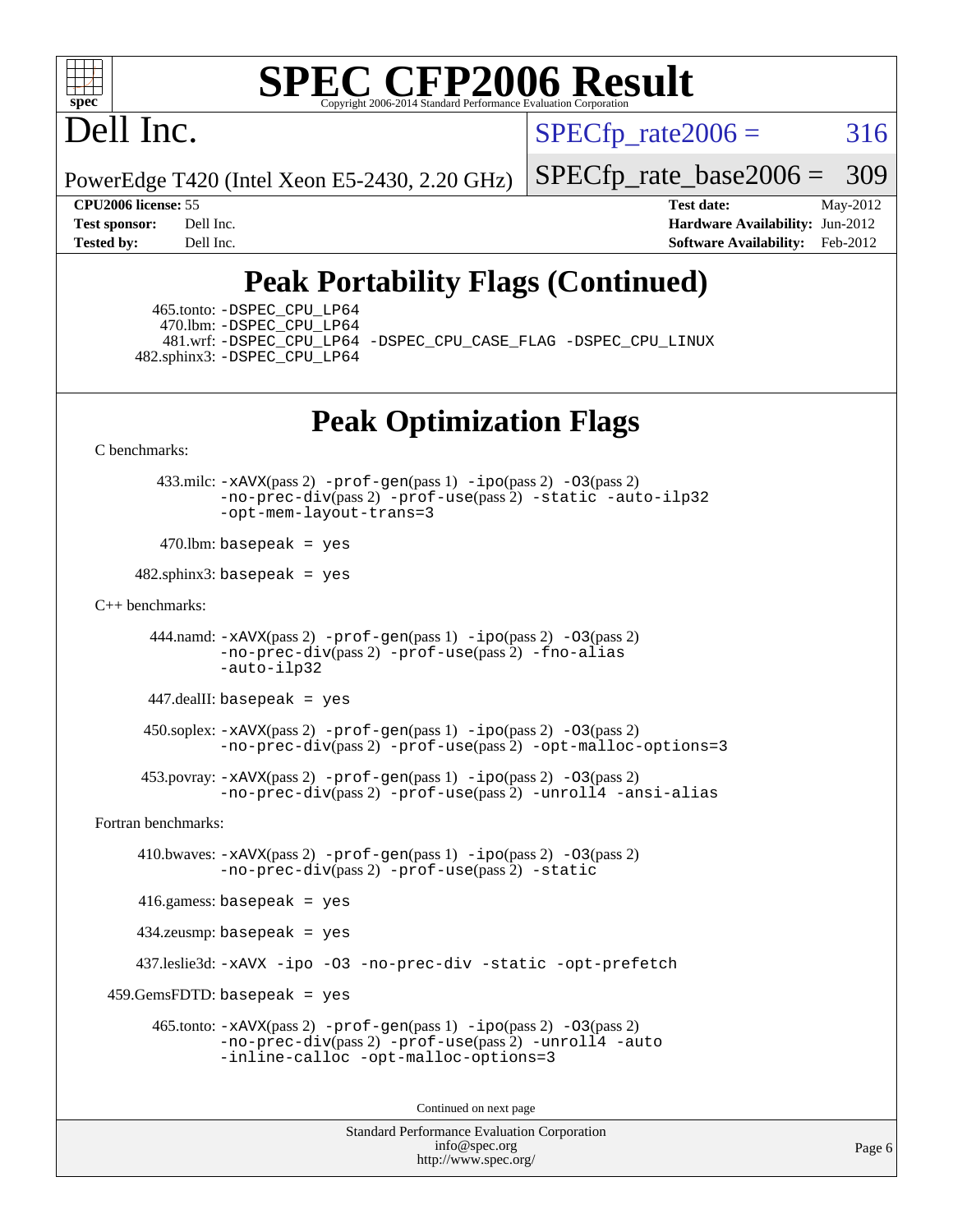# SPEC CFP2006 Result

Copyright 2006-2014 Standard Performance Evaluation Corporation

# Dell Inc.

PowerEdge T420 (Intel Xeon E5-2430, 2.20 GHz)

SPECfp_rate2006 = 316

SPECfp_rate_base2006 = 309

**CPU2006 license:** 55
**Test sponsor:** Dell Inc.
**Tested by:** Dell Inc.

**Test date:** May-2012
**Hardware Availability:** Jun-2012
**Software Availability:** Feb-2012

## Peak Portability Flags (Continued)

465.tonto: -DSPEC_CPU_LP64
470.lbm: -DSPEC_CPU_LP64
481.wrf: -DSPEC_CPU_LP64 -DSPEC_CPU_CASE_FLAG -DSPEC_CPU_LINUX
482.sphinx3: -DSPEC_CPU_LP64

## Peak Optimization Flags

C benchmarks:

433.milc: -xAVX(pass 2) -prof-gen(pass 1) -ipo(pass 2) -O3(pass 2) -no-prec-div(pass 2) -prof-use(pass 2) -static -auto-ilp32 -opt-mem-layout-trans=3

470.lbm: basepeak = yes

482.sphinx3: basepeak = yes

C++ benchmarks:

444.namd: -xAVX(pass 2) -prof-gen(pass 1) -ipo(pass 2) -O3(pass 2) -no-prec-div(pass 2) -prof-use(pass 2) -fno-alias -auto-ilp32

447.dealII: basepeak = yes

450.soplex: -xAVX(pass 2) -prof-gen(pass 1) -ipo(pass 2) -O3(pass 2) -no-prec-div(pass 2) -prof-use(pass 2) -opt-malloc-options=3

453.povray: -xAVX(pass 2) -prof-gen(pass 1) -ipo(pass 2) -O3(pass 2) -no-prec-div(pass 2) -prof-use(pass 2) -unroll4 -ansi-alias

Fortran benchmarks:

410.bwaves: -xAVX(pass 2) -prof-gen(pass 1) -ipo(pass 2) -O3(pass 2) -no-prec-div(pass 2) -prof-use(pass 2) -static

416.gamess: basepeak = yes

434.zeusmp: basepeak = yes

437.leslie3d: -xAVX -ipo -O3 -no-prec-div -static -opt-prefetch

459.GemsFDTD: basepeak = yes

465.tonto: -xAVX(pass 2) -prof-gen(pass 1) -ipo(pass 2) -O3(pass 2) -no-prec-div(pass 2) -prof-use(pass 2) -unroll4 -auto -inline-calloc -opt-malloc-options=3

Continued on next page

Standard Performance Evaluation Corporation
info@spec.org
http://www.spec.org/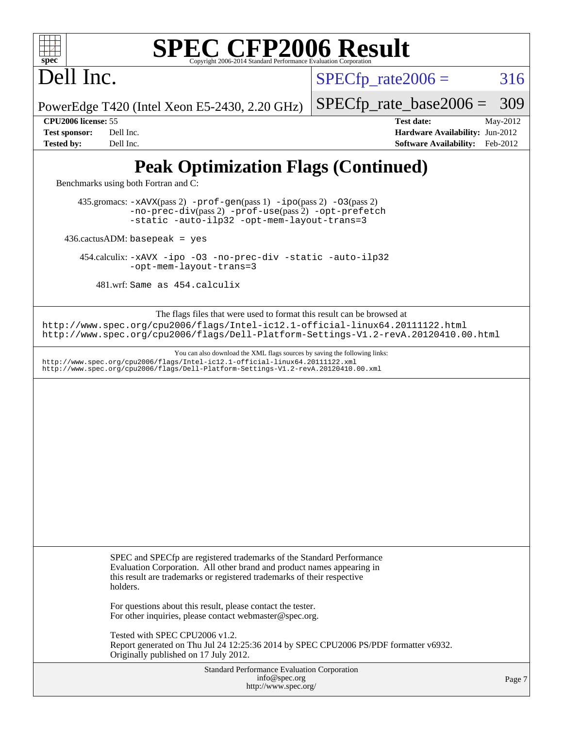# Peak Optimization Flags (Continued)

Benchmarks using both Fortran and C:

435.gromacs: -xAVX(pass 2) -prof-gen(pass 1) -ipo(pass 2) -O3(pass 2) -no-prec-div(pass 2) -prof-use(pass 2) -opt-prefetch -static -auto-ilp32 -opt-mem-layout-trans=3

436.cactusADM: basepeak = yes

454.calculix: -xAVX -ipo -O3 -no-prec-div -static -auto-ilp32 -opt-mem-layout-trans=3

481.wrf: Same as 454.calculix

The flags files that were used to format this result can be browsed at
http://www.spec.org/cpu2006/flags/Intel-ic12.1-official-linux64.20111122.html
http://www.spec.org/cpu2006/flags/Dell-Platform-Settings-V1.2-revA.20120410.00.html

You can also download the XML flags sources by saving the following links:
http://www.spec.org/cpu2006/flags/Intel-ic12.1-official-linux64.20111122.xml
http://www.spec.org/cpu2006/flags/Dell-Platform-Settings-V1.2-revA.20120410.00.xml

SPEC and SPECfp are registered trademarks of the Standard Performance Evaluation Corporation. All other brand and product names appearing in this result are trademarks or registered trademarks of their respective holders.

For questions about this result, please contact the tester.
For other inquiries, please contact webmaster@spec.org.

Tested with SPEC CPU2006 v1.2.
Report generated on Thu Jul 24 12:25:36 2014 by SPEC CPU2006 PS/PDF formatter v6932.
Originally published on 17 July 2012.